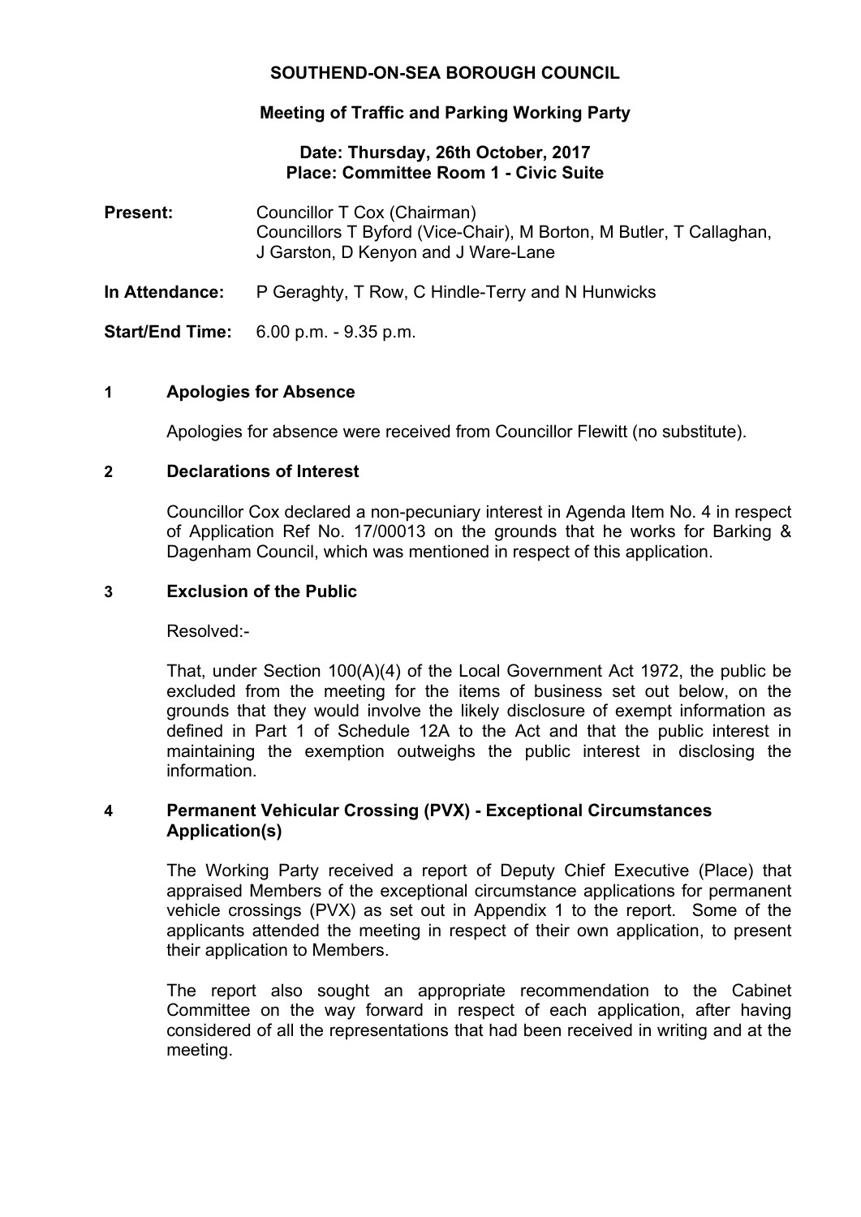# SOUTHEND-ON-SEA BOROUGH COUNCIL

## Meeting of Traffic and Parking Working Party

**Date: Thursday, 26th October, 2017**
**Place: Committee Room 1 - Civic Suite**

**Present:** Councillor T Cox (Chairman)
Councillors T Byford (Vice-Chair), M Borton, M Butler, T Callaghan, J Garston, D Kenyon and J Ware-Lane

**In Attendance:** P Geraghty, T Row, C Hindle-Terry and N Hunwicks

**Start/End Time:** 6.00 p.m. - 9.35 p.m.

### 1 Apologies for Absence

Apologies for absence were received from Councillor Flewitt (no substitute).

### 2 Declarations of Interest

Councillor Cox declared a non-pecuniary interest in Agenda Item No. 4 in respect of Application Ref No. 17/00013 on the grounds that he works for Barking & Dagenham Council, which was mentioned in respect of this application.

### 3 Exclusion of the Public

Resolved:-

That, under Section 100(A)(4) of the Local Government Act 1972, the public be excluded from the meeting for the items of business set out below, on the grounds that they would involve the likely disclosure of exempt information as defined in Part 1 of Schedule 12A to the Act and that the public interest in maintaining the exemption outweighs the public interest in disclosing the information.

### 4 Permanent Vehicular Crossing (PVX) - Exceptional Circumstances Application(s)

The Working Party received a report of Deputy Chief Executive (Place) that appraised Members of the exceptional circumstance applications for permanent vehicle crossings (PVX) as set out in Appendix 1 to the report. Some of the applicants attended the meeting in respect of their own application, to present their application to Members.

The report also sought an appropriate recommendation to the Cabinet Committee on the way forward in respect of each application, after having considered of all the representations that had been received in writing and at the meeting.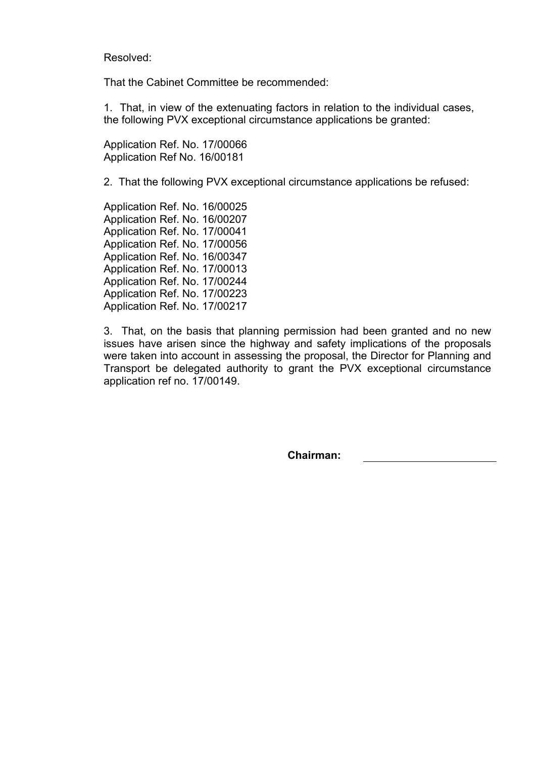Resolved:

That the Cabinet Committee be recommended:

1. That, in view of the extenuating factors in relation to the individual cases, the following PVX exceptional circumstance applications be granted:

Application Ref. No. 17/00066
Application Ref No. 16/00181

2. That the following PVX exceptional circumstance applications be refused:

Application Ref. No. 16/00025
Application Ref. No. 16/00207
Application Ref. No. 17/00041
Application Ref. No. 17/00056
Application Ref. No. 16/00347
Application Ref. No. 17/00013
Application Ref. No. 17/00244
Application Ref. No. 17/00223
Application Ref. No. 17/00217

3. That, on the basis that planning permission had been granted and no new issues have arisen since the highway and safety implications of the proposals were taken into account in assessing the proposal, the Director for Planning and Transport be delegated authority to grant the PVX exceptional circumstance application ref no. 17/00149.

**Chairman:** ________________________